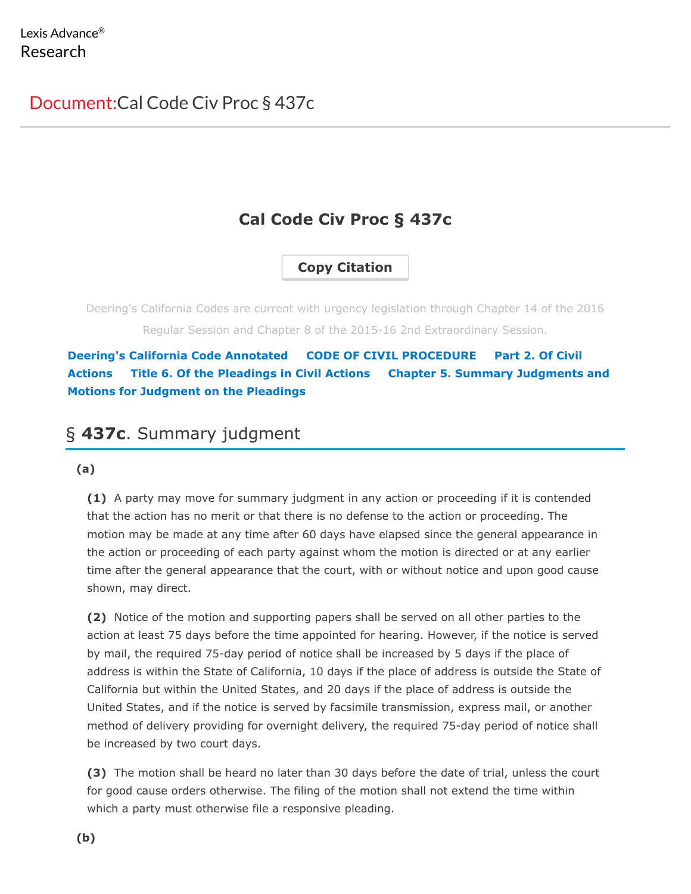Lexis Advance®
Research

Document: Cal Code Civ Proc § 437c

# Cal Code Civ Proc § 437c

Copy Citation

Deering's California Codes are current with urgency legislation through Chapter 14 of the 2016 Regular Session and Chapter 8 of the 2015-16 2nd Extraordinary Session.

**Deering's California Code Annotated** **CODE OF CIVIL PROCEDURE** **Part 2. Of Civil Actions** **Title 6. Of the Pleadings in Civil Actions** **Chapter 5. Summary Judgments and Motions for Judgment on the Pleadings**

## § **437c**. Summary judgment

**(a)**

**(1)** A party may move for summary judgment in any action or proceeding if it is contended that the action has no merit or that there is no defense to the action or proceeding. The motion may be made at any time after 60 days have elapsed since the general appearance in the action or proceeding of each party against whom the motion is directed or at any earlier time after the general appearance that the court, with or without notice and upon good cause shown, may direct.

**(2)** Notice of the motion and supporting papers shall be served on all other parties to the action at least 75 days before the time appointed for hearing. However, if the notice is served by mail, the required 75-day period of notice shall be increased by 5 days if the place of address is within the State of California, 10 days if the place of address is outside the State of California but within the United States, and 20 days if the place of address is outside the United States, and if the notice is served by facsimile transmission, express mail, or another method of delivery providing for overnight delivery, the required 75-day period of notice shall be increased by two court days.

**(3)** The motion shall be heard no later than 30 days before the date of trial, unless the court for good cause orders otherwise. The filing of the motion shall not extend the time within which a party must otherwise file a responsive pleading.

**(b)**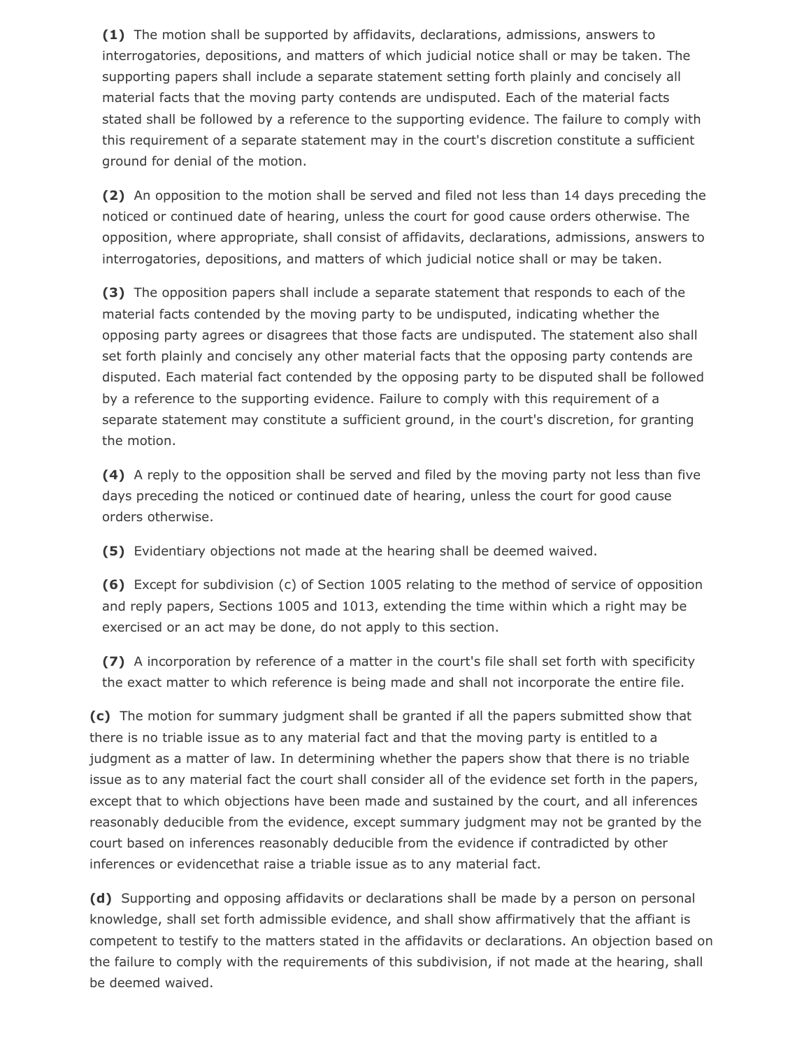**(1)** The motion shall be supported by affidavits, declarations, admissions, answers to interrogatories, depositions, and matters of which judicial notice shall or may be taken. The supporting papers shall include a separate statement setting forth plainly and concisely all material facts that the moving party contends are undisputed. Each of the material facts stated shall be followed by a reference to the supporting evidence. The failure to comply with this requirement of a separate statement may in the court's discretion constitute a sufficient ground for denial of the motion.

**(2)** An opposition to the motion shall be served and filed not less than 14 days preceding the noticed or continued date of hearing, unless the court for good cause orders otherwise. The opposition, where appropriate, shall consist of affidavits, declarations, admissions, answers to interrogatories, depositions, and matters of which judicial notice shall or may be taken.

**(3)** The opposition papers shall include a separate statement that responds to each of the material facts contended by the moving party to be undisputed, indicating whether the opposing party agrees or disagrees that those facts are undisputed. The statement also shall set forth plainly and concisely any other material facts that the opposing party contends are disputed. Each material fact contended by the opposing party to be disputed shall be followed by a reference to the supporting evidence. Failure to comply with this requirement of a separate statement may constitute a sufficient ground, in the court's discretion, for granting the motion.

**(4)** A reply to the opposition shall be served and filed by the moving party not less than five days preceding the noticed or continued date of hearing, unless the court for good cause orders otherwise.

**(5)** Evidentiary objections not made at the hearing shall be deemed waived.

**(6)** Except for subdivision (c) of Section 1005 relating to the method of service of opposition and reply papers, Sections 1005 and 1013, extending the time within which a right may be exercised or an act may be done, do not apply to this section.

**(7)** A incorporation by reference of a matter in the court's file shall set forth with specificity the exact matter to which reference is being made and shall not incorporate the entire file.

**(c)** The motion for summary judgment shall be granted if all the papers submitted show that there is no triable issue as to any material fact and that the moving party is entitled to a judgment as a matter of law. In determining whether the papers show that there is no triable issue as to any material fact the court shall consider all of the evidence set forth in the papers, except that to which objections have been made and sustained by the court, and all inferences reasonably deducible from the evidence, except summary judgment may not be granted by the court based on inferences reasonably deducible from the evidence if contradicted by other inferences or evidencethat raise a triable issue as to any material fact.

**(d)** Supporting and opposing affidavits or declarations shall be made by a person on personal knowledge, shall set forth admissible evidence, and shall show affirmatively that the affiant is competent to testify to the matters stated in the affidavits or declarations. An objection based on the failure to comply with the requirements of this subdivision, if not made at the hearing, shall be deemed waived.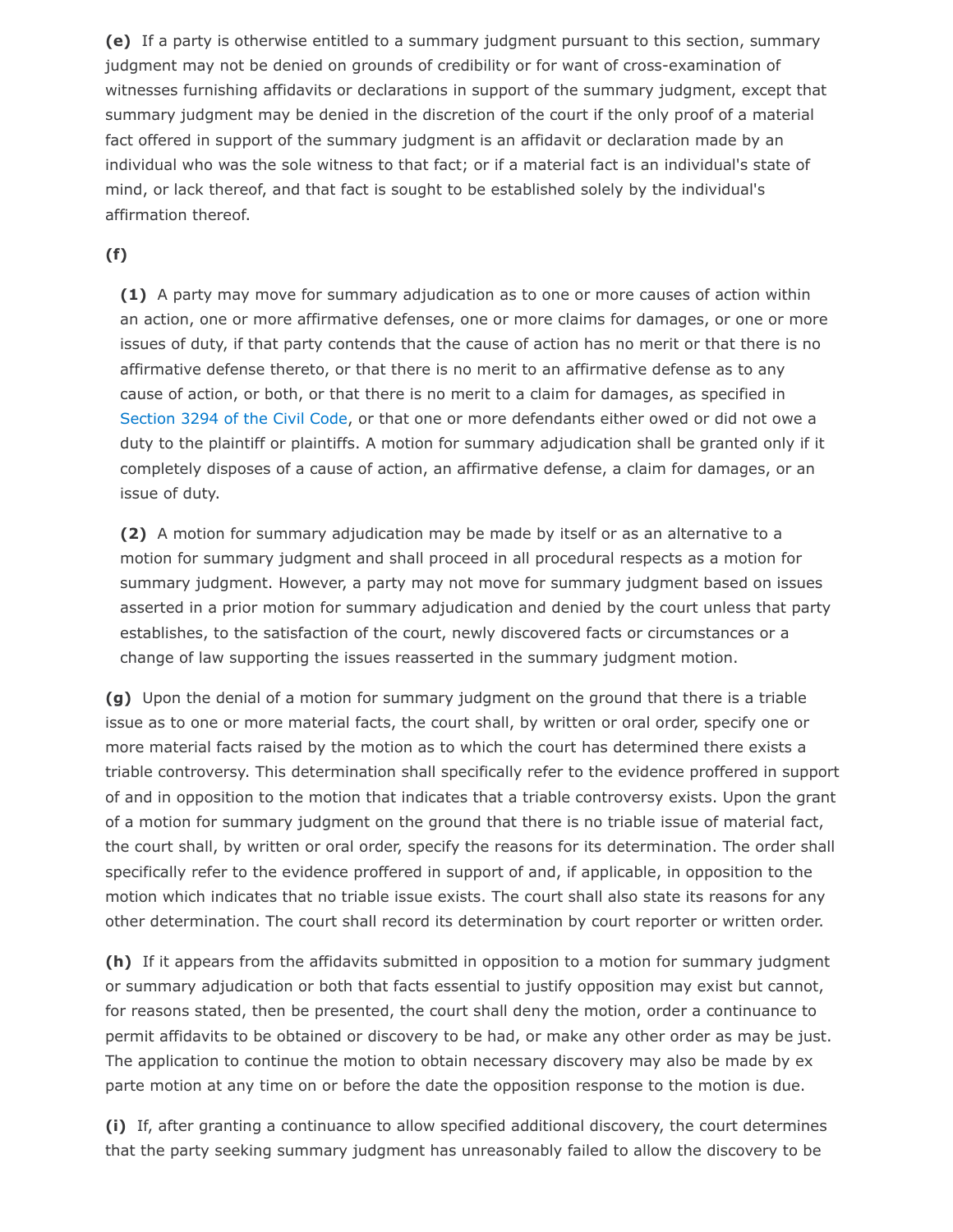**(e)** If a party is otherwise entitled to a summary judgment pursuant to this section, summary judgment may not be denied on grounds of credibility or for want of cross-examination of witnesses furnishing affidavits or declarations in support of the summary judgment, except that summary judgment may be denied in the discretion of the court if the only proof of a material fact offered in support of the summary judgment is an affidavit or declaration made by an individual who was the sole witness to that fact; or if a material fact is an individual's state of mind, or lack thereof, and that fact is sought to be established solely by the individual's affirmation thereof.

**(f)**

**(1)** A party may move for summary adjudication as to one or more causes of action within an action, one or more affirmative defenses, one or more claims for damages, or one or more issues of duty, if that party contends that the cause of action has no merit or that there is no affirmative defense thereto, or that there is no merit to an affirmative defense as to any cause of action, or both, or that there is no merit to a claim for damages, as specified in Section 3294 of the Civil Code, or that one or more defendants either owed or did not owe a duty to the plaintiff or plaintiffs. A motion for summary adjudication shall be granted only if it completely disposes of a cause of action, an affirmative defense, a claim for damages, or an issue of duty.

**(2)** A motion for summary adjudication may be made by itself or as an alternative to a motion for summary judgment and shall proceed in all procedural respects as a motion for summary judgment. However, a party may not move for summary judgment based on issues asserted in a prior motion for summary adjudication and denied by the court unless that party establishes, to the satisfaction of the court, newly discovered facts or circumstances or a change of law supporting the issues reasserted in the summary judgment motion.

**(g)** Upon the denial of a motion for summary judgment on the ground that there is a triable issue as to one or more material facts, the court shall, by written or oral order, specify one or more material facts raised by the motion as to which the court has determined there exists a triable controversy. This determination shall specifically refer to the evidence proffered in support of and in opposition to the motion that indicates that a triable controversy exists. Upon the grant of a motion for summary judgment on the ground that there is no triable issue of material fact, the court shall, by written or oral order, specify the reasons for its determination. The order shall specifically refer to the evidence proffered in support of and, if applicable, in opposition to the motion which indicates that no triable issue exists. The court shall also state its reasons for any other determination. The court shall record its determination by court reporter or written order.

**(h)** If it appears from the affidavits submitted in opposition to a motion for summary judgment or summary adjudication or both that facts essential to justify opposition may exist but cannot, for reasons stated, then be presented, the court shall deny the motion, order a continuance to permit affidavits to be obtained or discovery to be had, or make any other order as may be just. The application to continue the motion to obtain necessary discovery may also be made by ex parte motion at any time on or before the date the opposition response to the motion is due.

**(i)** If, after granting a continuance to allow specified additional discovery, the court determines that the party seeking summary judgment has unreasonably failed to allow the discovery to be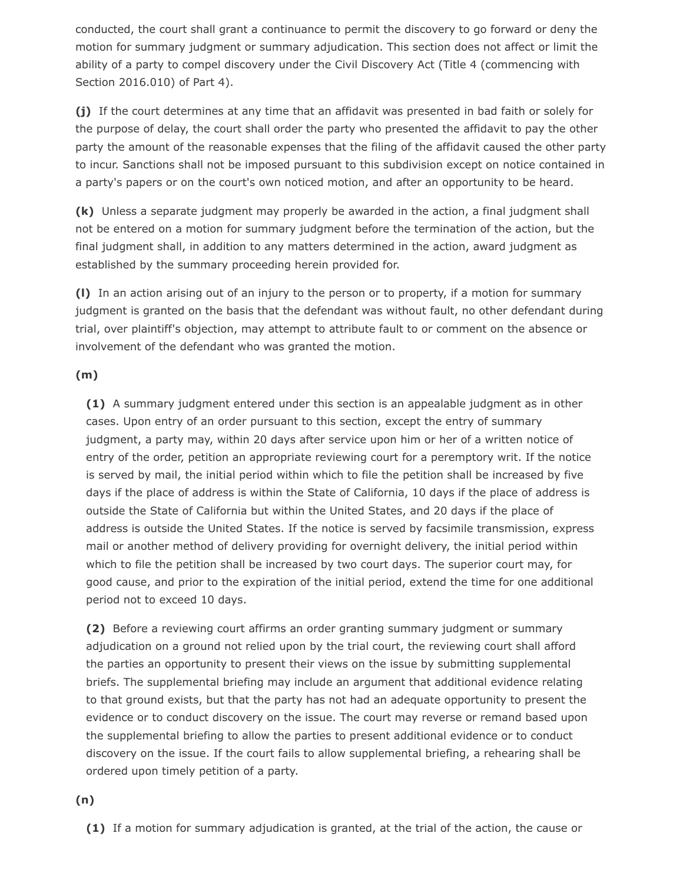conducted, the court shall grant a continuance to permit the discovery to go forward or deny the motion for summary judgment or summary adjudication. This section does not affect or limit the ability of a party to compel discovery under the Civil Discovery Act (Title 4 (commencing with Section 2016.010) of Part 4).

**(j)** If the court determines at any time that an affidavit was presented in bad faith or solely for the purpose of delay, the court shall order the party who presented the affidavit to pay the other party the amount of the reasonable expenses that the filing of the affidavit caused the other party to incur. Sanctions shall not be imposed pursuant to this subdivision except on notice contained in a party's papers or on the court's own noticed motion, and after an opportunity to be heard.

**(k)** Unless a separate judgment may properly be awarded in the action, a final judgment shall not be entered on a motion for summary judgment before the termination of the action, but the final judgment shall, in addition to any matters determined in the action, award judgment as established by the summary proceeding herein provided for.

**(l)** In an action arising out of an injury to the person or to property, if a motion for summary judgment is granted on the basis that the defendant was without fault, no other defendant during trial, over plaintiff's objection, may attempt to attribute fault to or comment on the absence or involvement of the defendant who was granted the motion.

**(m)**

**(1)** A summary judgment entered under this section is an appealable judgment as in other cases. Upon entry of an order pursuant to this section, except the entry of summary judgment, a party may, within 20 days after service upon him or her of a written notice of entry of the order, petition an appropriate reviewing court for a peremptory writ. If the notice is served by mail, the initial period within which to file the petition shall be increased by five days if the place of address is within the State of California, 10 days if the place of address is outside the State of California but within the United States, and 20 days if the place of address is outside the United States. If the notice is served by facsimile transmission, express mail or another method of delivery providing for overnight delivery, the initial period within which to file the petition shall be increased by two court days. The superior court may, for good cause, and prior to the expiration of the initial period, extend the time for one additional period not to exceed 10 days.

**(2)** Before a reviewing court affirms an order granting summary judgment or summary adjudication on a ground not relied upon by the trial court, the reviewing court shall afford the parties an opportunity to present their views on the issue by submitting supplemental briefs. The supplemental briefing may include an argument that additional evidence relating to that ground exists, but that the party has not had an adequate opportunity to present the evidence or to conduct discovery on the issue. The court may reverse or remand based upon the supplemental briefing to allow the parties to present additional evidence or to conduct discovery on the issue. If the court fails to allow supplemental briefing, a rehearing shall be ordered upon timely petition of a party.

**(n)**

**(1)** If a motion for summary adjudication is granted, at the trial of the action, the cause or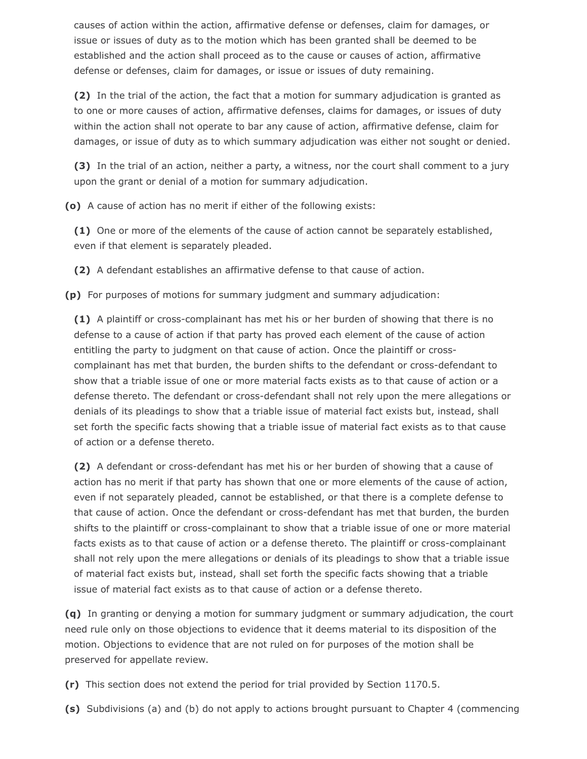causes of action within the action, affirmative defense or defenses, claim for damages, or issue or issues of duty as to the motion which has been granted shall be deemed to be established and the action shall proceed as to the cause or causes of action, affirmative defense or defenses, claim for damages, or issue or issues of duty remaining.

**(2)** In the trial of the action, the fact that a motion for summary adjudication is granted as to one or more causes of action, affirmative defenses, claims for damages, or issues of duty within the action shall not operate to bar any cause of action, affirmative defense, claim for damages, or issue of duty as to which summary adjudication was either not sought or denied.

**(3)** In the trial of an action, neither a party, a witness, nor the court shall comment to a jury upon the grant or denial of a motion for summary adjudication.

**(o)** A cause of action has no merit if either of the following exists:

**(1)** One or more of the elements of the cause of action cannot be separately established, even if that element is separately pleaded.

**(2)** A defendant establishes an affirmative defense to that cause of action.

**(p)** For purposes of motions for summary judgment and summary adjudication:

**(1)** A plaintiff or cross-complainant has met his or her burden of showing that there is no defense to a cause of action if that party has proved each element of the cause of action entitling the party to judgment on that cause of action. Once the plaintiff or cross-complainant has met that burden, the burden shifts to the defendant or cross-defendant to show that a triable issue of one or more material facts exists as to that cause of action or a defense thereto. The defendant or cross-defendant shall not rely upon the mere allegations or denials of its pleadings to show that a triable issue of material fact exists but, instead, shall set forth the specific facts showing that a triable issue of material fact exists as to that cause of action or a defense thereto.

**(2)** A defendant or cross-defendant has met his or her burden of showing that a cause of action has no merit if that party has shown that one or more elements of the cause of action, even if not separately pleaded, cannot be established, or that there is a complete defense to that cause of action. Once the defendant or cross-defendant has met that burden, the burden shifts to the plaintiff or cross-complainant to show that a triable issue of one or more material facts exists as to that cause of action or a defense thereto. The plaintiff or cross-complainant shall not rely upon the mere allegations or denials of its pleadings to show that a triable issue of material fact exists but, instead, shall set forth the specific facts showing that a triable issue of material fact exists as to that cause of action or a defense thereto.

**(q)** In granting or denying a motion for summary judgment or summary adjudication, the court need rule only on those objections to evidence that it deems material to its disposition of the motion. Objections to evidence that are not ruled on for purposes of the motion shall be preserved for appellate review.

**(r)** This section does not extend the period for trial provided by Section 1170.5.

**(s)** Subdivisions (a) and (b) do not apply to actions brought pursuant to Chapter 4 (commencing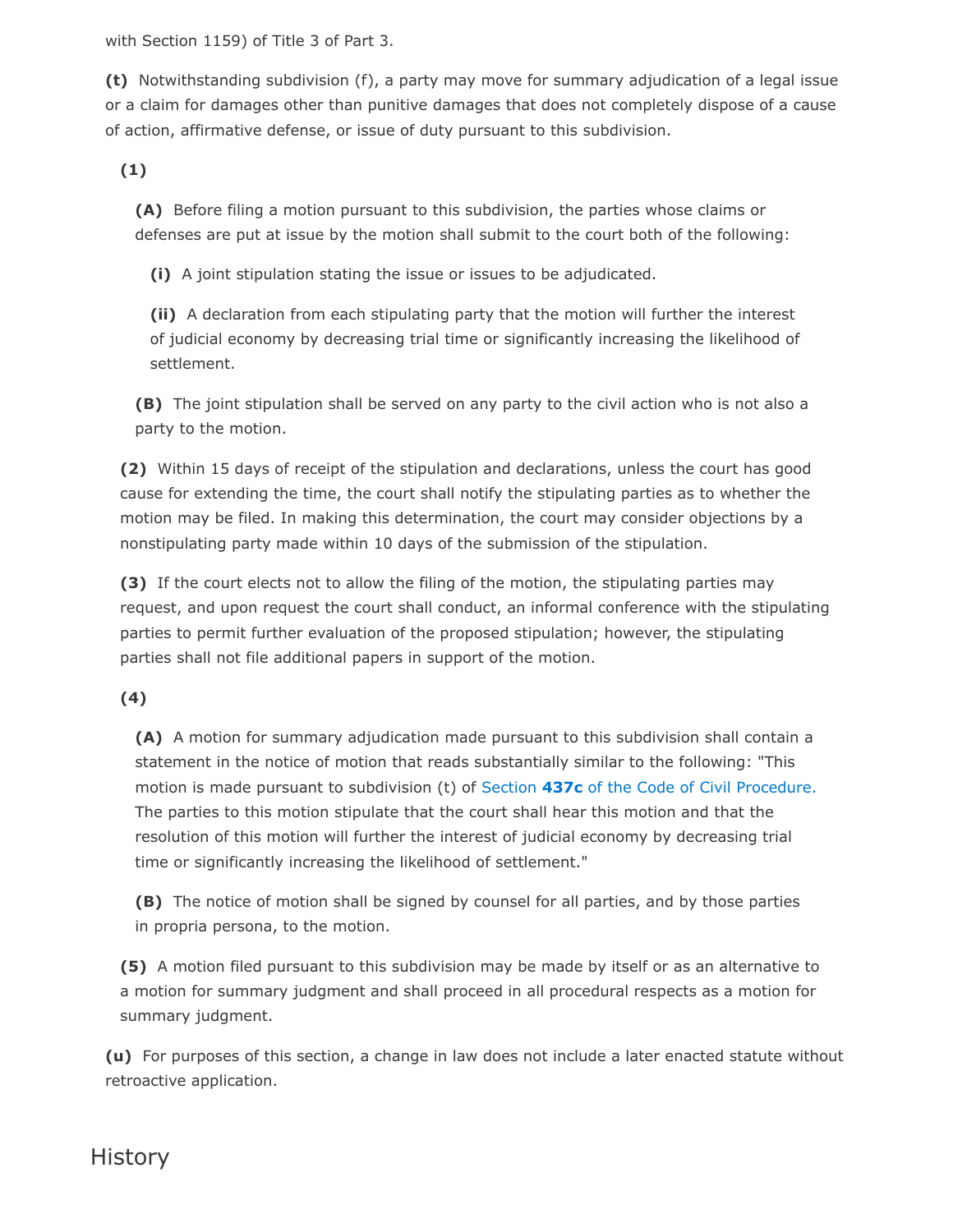with Section 1159) of Title 3 of Part 3.

**(t)** Notwithstanding subdivision (f), a party may move for summary adjudication of a legal issue or a claim for damages other than punitive damages that does not completely dispose of a cause of action, affirmative defense, or issue of duty pursuant to this subdivision.

**(1)**

**(A)** Before filing a motion pursuant to this subdivision, the parties whose claims or defenses are put at issue by the motion shall submit to the court both of the following:

**(i)** A joint stipulation stating the issue or issues to be adjudicated.

**(ii)** A declaration from each stipulating party that the motion will further the interest of judicial economy by decreasing trial time or significantly increasing the likelihood of settlement.

**(B)** The joint stipulation shall be served on any party to the civil action who is not also a party to the motion.

**(2)** Within 15 days of receipt of the stipulation and declarations, unless the court has good cause for extending the time, the court shall notify the stipulating parties as to whether the motion may be filed. In making this determination, the court may consider objections by a nonstipulating party made within 10 days of the submission of the stipulation.

**(3)** If the court elects not to allow the filing of the motion, the stipulating parties may request, and upon request the court shall conduct, an informal conference with the stipulating parties to permit further evaluation of the proposed stipulation; however, the stipulating parties shall not file additional papers in support of the motion.

**(4)**

**(A)** A motion for summary adjudication made pursuant to this subdivision shall contain a statement in the notice of motion that reads substantially similar to the following: "This motion is made pursuant to subdivision (t) of Section **437c** of the Code of Civil Procedure. The parties to this motion stipulate that the court shall hear this motion and that the resolution of this motion will further the interest of judicial economy by decreasing trial time or significantly increasing the likelihood of settlement."

**(B)** The notice of motion shall be signed by counsel for all parties, and by those parties in propria persona, to the motion.

**(5)** A motion filed pursuant to this subdivision may be made by itself or as an alternative to a motion for summary judgment and shall proceed in all procedural respects as a motion for summary judgment.

**(u)** For purposes of this section, a change in law does not include a later enacted statute without retroactive application.

## History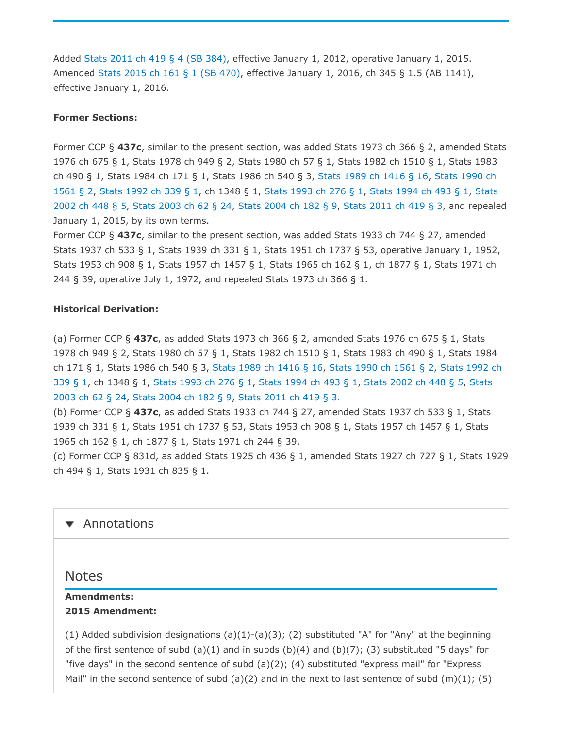Added Stats 2011 ch 419 § 4 (SB 384), effective January 1, 2012, operative January 1, 2015. Amended Stats 2015 ch 161 § 1 (SB 470), effective January 1, 2016, ch 345 § 1.5 (AB 1141), effective January 1, 2016.

**Former Sections:**

Former CCP § **437c**, similar to the present section, was added Stats 1973 ch 366 § 2, amended Stats 1976 ch 675 § 1, Stats 1978 ch 949 § 2, Stats 1980 ch 57 § 1, Stats 1982 ch 1510 § 1, Stats 1983 ch 490 § 1, Stats 1984 ch 171 § 1, Stats 1986 ch 540 § 3, Stats 1989 ch 1416 § 16, Stats 1990 ch 1561 § 2, Stats 1992 ch 339 § 1, ch 1348 § 1, Stats 1993 ch 276 § 1, Stats 1994 ch 493 § 1, Stats 2002 ch 448 § 5, Stats 2003 ch 62 § 24, Stats 2004 ch 182 § 9, Stats 2011 ch 419 § 3, and repealed January 1, 2015, by its own terms.
Former CCP § **437c**, similar to the present section, was added Stats 1933 ch 744 § 27, amended Stats 1937 ch 533 § 1, Stats 1939 ch 331 § 1, Stats 1951 ch 1737 § 53, operative January 1, 1952, Stats 1953 ch 908 § 1, Stats 1957 ch 1457 § 1, Stats 1965 ch 162 § 1, ch 1877 § 1, Stats 1971 ch 244 § 39, operative July 1, 1972, and repealed Stats 1973 ch 366 § 1.

**Historical Derivation:**

(a) Former CCP § **437c**, as added Stats 1973 ch 366 § 2, amended Stats 1976 ch 675 § 1, Stats 1978 ch 949 § 2, Stats 1980 ch 57 § 1, Stats 1982 ch 1510 § 1, Stats 1983 ch 490 § 1, Stats 1984 ch 171 § 1, Stats 1986 ch 540 § 3, Stats 1989 ch 1416 § 16, Stats 1990 ch 1561 § 2, Stats 1992 ch 339 § 1, ch 1348 § 1, Stats 1993 ch 276 § 1, Stats 1994 ch 493 § 1, Stats 2002 ch 448 § 5, Stats 2003 ch 62 § 24, Stats 2004 ch 182 § 9, Stats 2011 ch 419 § 3.
(b) Former CCP § **437c**, as added Stats 1933 ch 744 § 27, amended Stats 1937 ch 533 § 1, Stats 1939 ch 331 § 1, Stats 1951 ch 1737 § 53, Stats 1953 ch 908 § 1, Stats 1957 ch 1457 § 1, Stats 1965 ch 162 § 1, ch 1877 § 1, Stats 1971 ch 244 § 39.
(c) Former CCP § 831d, as added Stats 1925 ch 436 § 1, amended Stats 1927 ch 727 § 1, Stats 1929 ch 494 § 1, Stats 1931 ch 835 § 1.

## Annotations

### Notes

**Amendments:**
**2015 Amendment:**

(1) Added subdivision designations (a)(1)-(a)(3); (2) substituted "A" for "Any" at the beginning of the first sentence of subd (a)(1) and in subds (b)(4) and (b)(7); (3) substituted "5 days" for "five days" in the second sentence of subd (a)(2); (4) substituted "express mail" for "Express Mail" in the second sentence of subd (a)(2) and in the next to last sentence of subd (m)(1); (5)